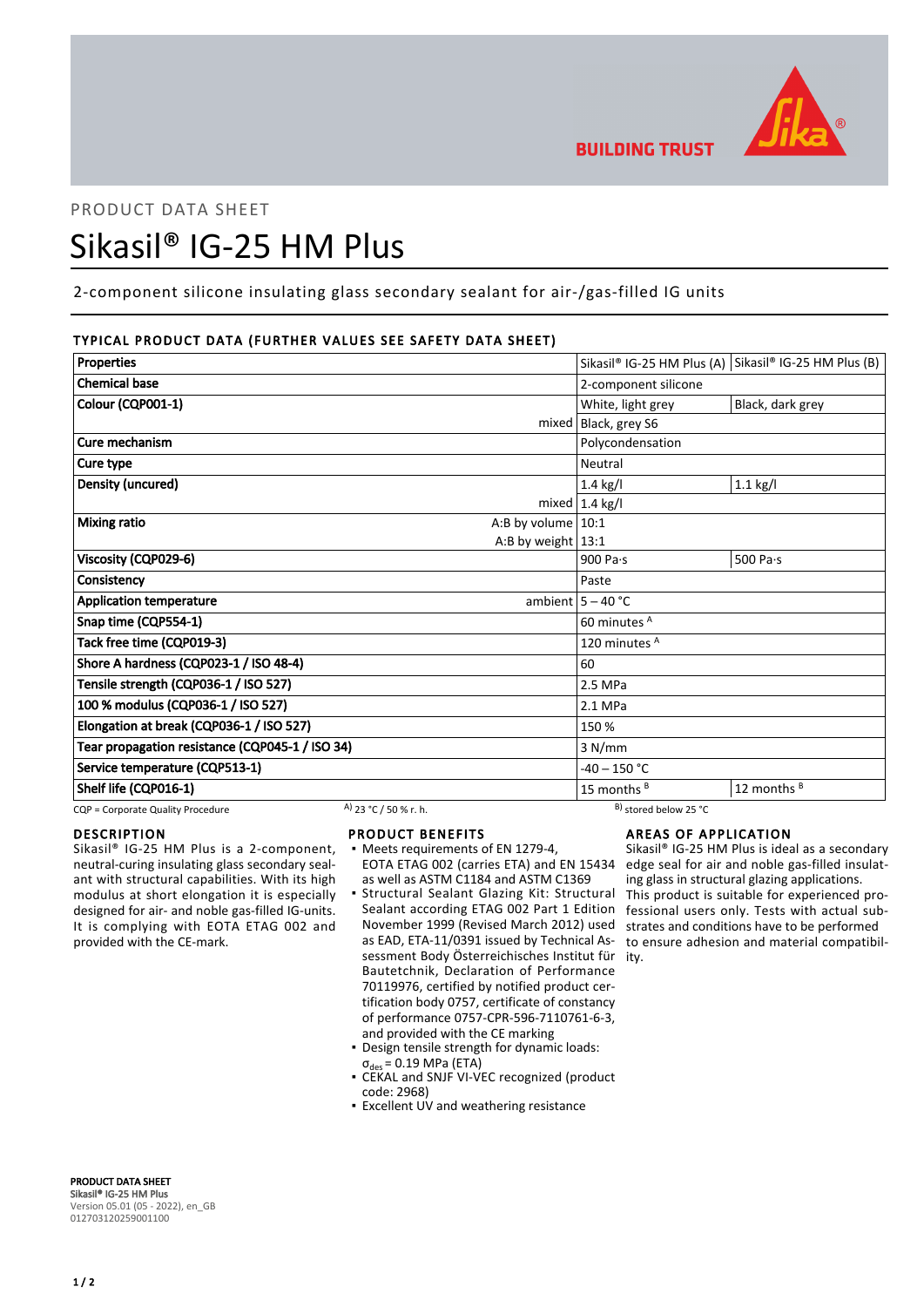BUILDING TRUST

PRODUCT DATA SHEET

# Sikasil® IG-25 HM Plus

2-component silicone insulating glass secondary sealant for air-/gas-filled IG units

## TYPICAL PRODUCT DATA (FURTHER VALUES SEE SAFETY DATA SHEET)

| Properties | | Sikasil® IG-25 HM Plus (A) | Sikasil® IG-25 HM Plus (B) |
|---|---|---|---|
| Chemical base | | 2-component silicone | |
| Colour (CQP001-1) | | White, light grey | Black, dark grey |
| | mixed | Black, grey S6 | |
| Cure mechanism | | Polycondensation | |
| Cure type | | Neutral | |
| Density (uncured) | | 1.4 kg/l | 1.1 kg/l |
| | mixed | 1.4 kg/l | |
| Mixing ratio | A:B by volume | 10:1 | |
| | A:B by weight | 13:1 | |
| Viscosity (CQP029-6) | | 900 Pa·s | 500 Pa·s |
| Consistency | | Paste | |
| Application temperature | ambient | 5 – 40 °C | |
| Snap time (CQP554-1) | | 60 minutes [A] | |
| Tack free time (CQP019-3) | | 120 minutes [A] | |
| Shore A hardness (CQP023-1 / ISO 48-4) | | 60 | |
| Tensile strength (CQP036-1 / ISO 527) | | 2.5 MPa | |
| 100 % modulus (CQP036-1 / ISO 527) | | 2.1 MPa | |
| Elongation at break (CQP036-1 / ISO 527) | | 150 % | |
| Tear propagation resistance (CQP045-1 / ISO 34) | | 3 N/mm | |
| Service temperature (CQP513-1) | | -40 – 150 °C | |
| Shelf life (CQP016-1) | | 15 months [B] | 12 months [B] |

CQP = Corporate Quality Procedure  A) 23 °C / 50 % r. h.  B) stored below 25 °C

## DESCRIPTION

Sikasil® IG-25 HM Plus is a 2-component, neutral-curing insulating glass secondary sealant with structural capabilities. With its high modulus at short elongation it is especially designed for air- and noble gas-filled IG-units. It is complying with EOTA ETAG 002 and provided with the CE-mark.

## PRODUCT BENEFITS

- Meets requirements of EN 1279-4, EOTA ETAG 002 (carries ETA) and EN 15434 as well as ASTM C1184 and ASTM C1369
- Structural Sealant Glazing Kit: Structural Sealant according ETAG 002 Part 1 Edition November 1999 (Revised March 2012) used as EAD, ETA-11/0391 issued by Technical Assessment Body Österreichisches Institut für Bautetchnik, Declaration of Performance 70119976, certified by notified product certification body 0757, certificate of constancy of performance 0757-CPR-596-7110761-6-3, and provided with the CE marking
- Design tensile strength for dynamic loads: $\sigma_{des}$ = 0.19 MPa (ETA)
- CEKAL and SNJF VI-VEC recognized (product code: 2968)
- Excellent UV and weathering resistance

## AREAS OF APPLICATION

Sikasil® IG-25 HM Plus is ideal as a secondary edge seal for air and noble gas-filled insulating glass in structural glazing applications.
This product is suitable for experienced professional users only. Tests with actual substrates and conditions have to be performed to ensure adhesion and material compatibility.

**PRODUCT DATA SHEET**
**Sikasil® IG-25 HM Plus**
Version 05.01 (05 - 2022), en_GB
012703120259001100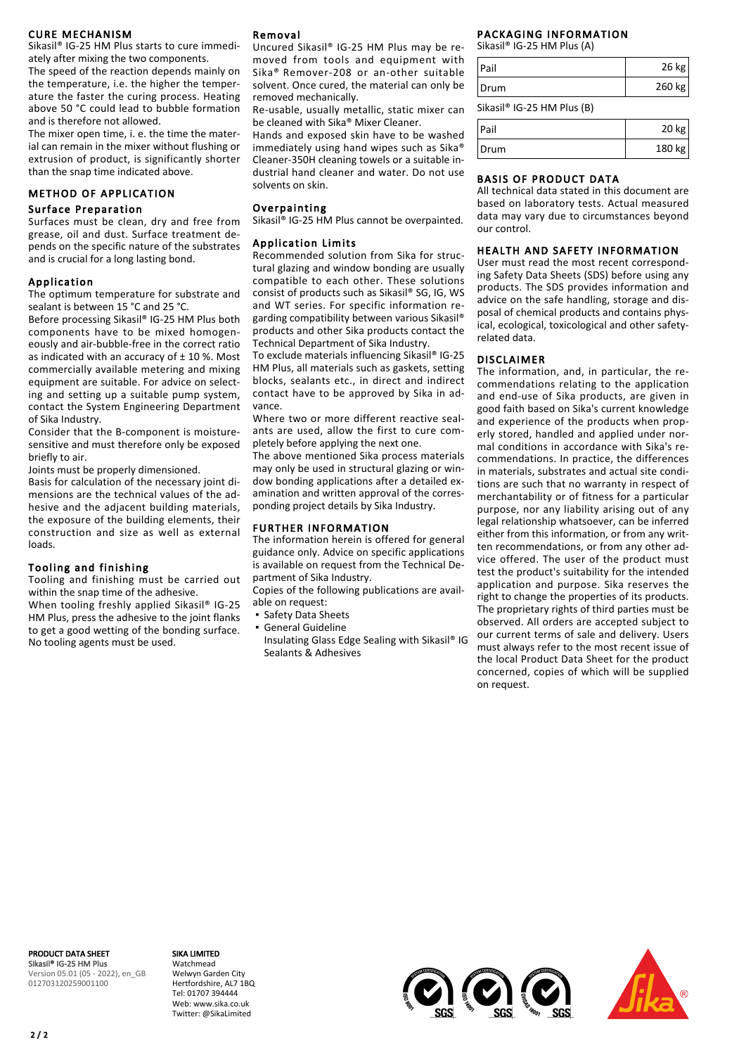## CURE MECHANISM

Sikasil® IG-25 HM Plus starts to cure immediately after mixing the two components.

The speed of the reaction depends mainly on the temperature, i.e. the higher the temperature the faster the curing process. Heating above 50 °C could lead to bubble formation and is therefore not allowed.

The mixer open time, i. e. the time the material can remain in the mixer without flushing or extrusion of product, is significantly shorter than the snap time indicated above.

## METHOD OF APPLICATION

### Surface Preparation

Surfaces must be clean, dry and free from grease, oil and dust. Surface treatment depends on the specific nature of the substrates and is crucial for a long lasting bond.

### Application

The optimum temperature for substrate and sealant is between 15 °C and 25 °C.

Before processing Sikasil® IG-25 HM Plus both components have to be mixed homogeneously and air-bubble-free in the correct ratio as indicated with an accuracy of ± 10 %. Most commercially available metering and mixing equipment are suitable. For advice on selecting and setting up a suitable pump system, contact the System Engineering Department of Sika Industry.

Consider that the B-component is moisture-sensitive and must therefore only be exposed briefly to air.

Joints must be properly dimensioned.

Basis for calculation of the necessary joint dimensions are the technical values of the adhesive and the adjacent building materials, the exposure of the building elements, their construction and size as well as external loads.

### Tooling and finishing

Tooling and finishing must be carried out within the snap time of the adhesive.

When tooling freshly applied Sikasil® IG-25 HM Plus, press the adhesive to the joint flanks to get a good wetting of the bonding surface. No tooling agents must be used.

### Removal

Uncured Sikasil® IG-25 HM Plus may be removed from tools and equipment with Sika® Remover-208 or an-other suitable solvent. Once cured, the material can only be removed mechanically.

Re-usable, usually metallic, static mixer can be cleaned with Sika® Mixer Cleaner.

Hands and exposed skin have to be washed immediately using hand wipes such as Sika® Cleaner-350H cleaning towels or a suitable industrial hand cleaner and water. Do not use solvents on skin.

### Overpainting

Sikasil® IG-25 HM Plus cannot be overpainted.

### Application Limits

Recommended solution from Sika for structural glazing and window bonding are usually compatible to each other. These solutions consist of products such as Sikasil® SG, IG, WS and WT series. For specific information regarding compatibility between various Sikasil® products and other Sika products contact the Technical Department of Sika Industry.

To exclude materials influencing Sikasil® IG-25 HM Plus, all materials such as gaskets, setting blocks, sealants etc., in direct and indirect contact have to be approved by Sika in advance.

Where two or more different reactive sealants are used, allow the first to cure completely before applying the next one.

The above mentioned Sika process materials may only be used in structural glazing or window bonding applications after a detailed examination and written approval of the corresponding project details by Sika Industry.

## FURTHER INFORMATION

The information herein is offered for general guidance only. Advice on specific applications is available on request from the Technical Department of Sika Industry.

Copies of the following publications are available on request:

- Safety Data Sheets
- General Guideline
  Insulating Glass Edge Sealing with Sikasil® IG Sealants & Adhesives

## PACKAGING INFORMATION

Sikasil® IG-25 HM Plus (A)

| | |
|---|---|
| Pail | 26 kg |
| Drum | 260 kg |

Sikasil® IG-25 HM Plus (B)

| | |
|---|---|
| Pail | 20 kg |
| Drum | 180 kg |

## BASIS OF PRODUCT DATA

All technical data stated in this document are based on laboratory tests. Actual measured data may vary due to circumstances beyond our control.

## HEALTH AND SAFETY INFORMATION

User must read the most recent corresponding Safety Data Sheets (SDS) before using any products. The SDS provides information and advice on the safe handling, storage and disposal of chemical products and contains physical, ecological, toxicological and other safety-related data.

## DISCLAIMER

The information, and, in particular, the recommendations relating to the application and end-use of Sika products, are given in good faith based on Sika's current knowledge and experience of the products when properly stored, handled and applied under normal conditions in accordance with Sika's recommendations. In practice, the differences in materials, substrates and actual site conditions are such that no warranty in respect of merchantability or of fitness for a particular purpose, nor any liability arising out of any legal relationship whatsoever, can be inferred either from this information, or from any written recommendations, or from any other advice offered. The user of the product must test the product's suitability for the intended application and purpose. Sika reserves the right to change the properties of its products. The proprietary rights of third parties must be observed. All orders are accepted subject to our current terms of sale and delivery. Users must always refer to the most recent issue of the local Product Data Sheet for the product concerned, copies of which will be supplied on request.

**PRODUCT DATA SHEET**
**Sikasil® IG-25 HM Plus**
Version 05.01 (05 - 2022), en_GB
012703120259001100

**SIKA LIMITED**
Watchmead
Welwyn Garden City
Hertfordshire, AL7 1BQ
Tel: 01707 394444
Web: www.sika.co.uk
Twitter: @SikaLimited